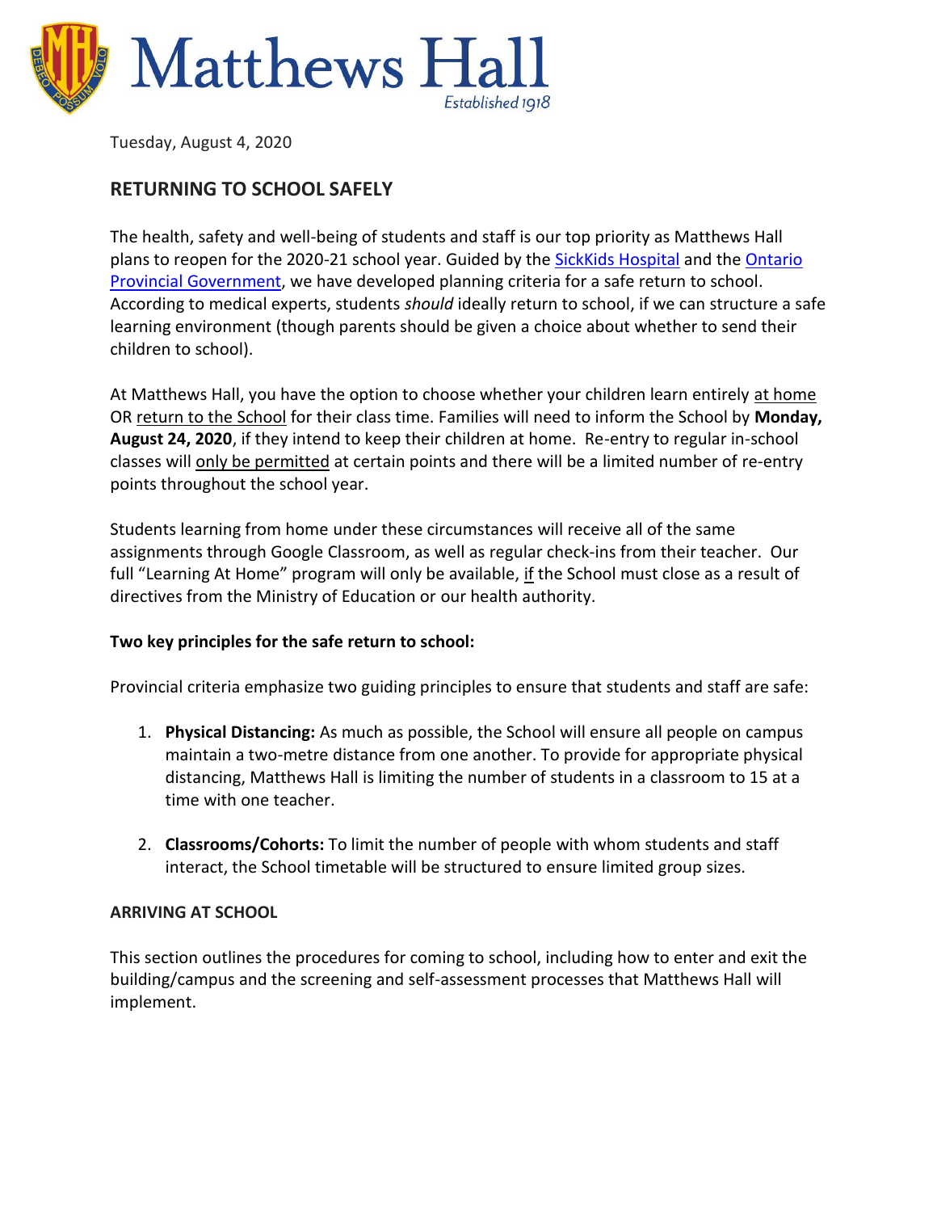# Matthews Hall

Established 1918

Tuesday, August 4, 2020

## RETURNING TO SCHOOL SAFELY

The health, safety and well-being of students and staff is our top priority as Matthews Hall plans to reopen for the 2020-21 school year. Guided by the SickKids Hospital and the Ontario Provincial Government, we have developed planning criteria for a safe return to school. According to medical experts, students *should* ideally return to school, if we can structure a safe learning environment (though parents should be given a choice about whether to send their children to school).

At Matthews Hall, you have the option to choose whether your children learn entirely at home OR return to the School for their class time. Families will need to inform the School by **Monday, August 24, 2020**, if they intend to keep their children at home. Re-entry to regular in-school classes will only be permitted at certain points and there will be a limited number of re-entry points throughout the school year.

Students learning from home under these circumstances will receive all of the same assignments through Google Classroom, as well as regular check-ins from their teacher. Our full "Learning At Home" program will only be available, if the School must close as a result of directives from the Ministry of Education or our health authority.

**Two key principles for the safe return to school:**

Provincial criteria emphasize two guiding principles to ensure that students and staff are safe:

1. **Physical Distancing:** As much as possible, the School will ensure all people on campus maintain a two-metre distance from one another. To provide for appropriate physical distancing, Matthews Hall is limiting the number of students in a classroom to 15 at a time with one teacher.

2. **Classrooms/Cohorts:** To limit the number of people with whom students and staff interact, the School timetable will be structured to ensure limited group sizes.

### ARRIVING AT SCHOOL

This section outlines the procedures for coming to school, including how to enter and exit the building/campus and the screening and self-assessment processes that Matthews Hall will implement.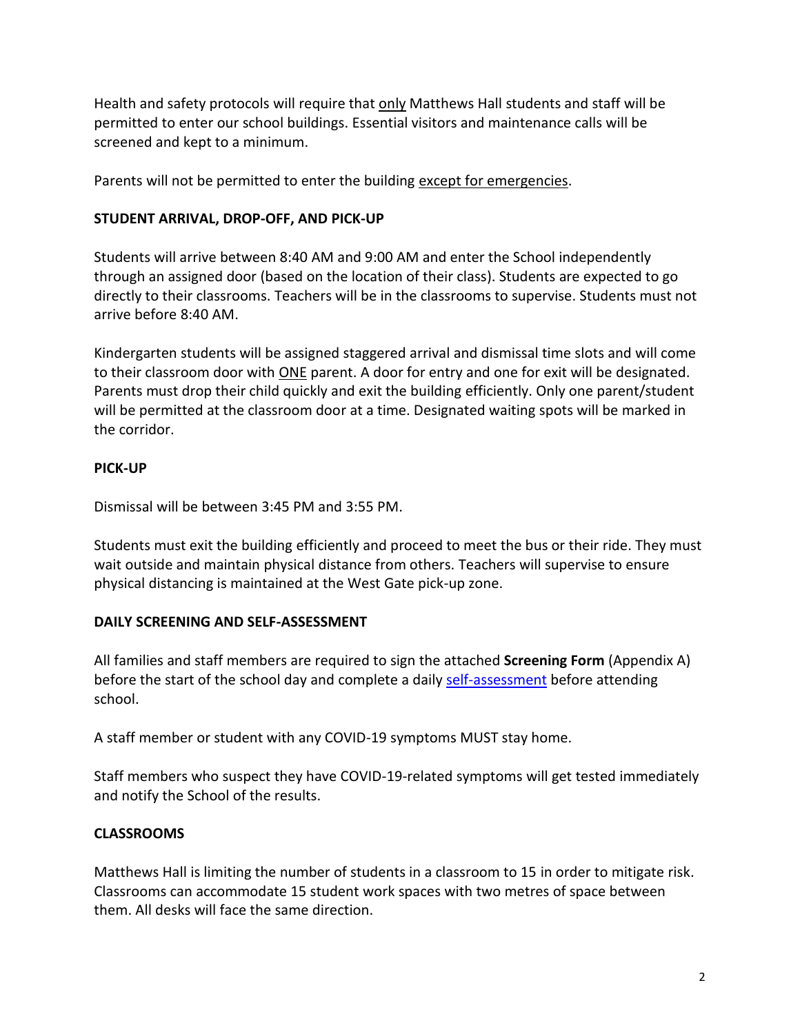Health and safety protocols will require that only Matthews Hall students and staff will be permitted to enter our school buildings. Essential visitors and maintenance calls will be screened and kept to a minimum.

Parents will not be permitted to enter the building except for emergencies.

**STUDENT ARRIVAL, DROP-OFF, AND PICK-UP**

Students will arrive between 8:40 AM and 9:00 AM and enter the School independently through an assigned door (based on the location of their class). Students are expected to go directly to their classrooms. Teachers will be in the classrooms to supervise. Students must not arrive before 8:40 AM.

Kindergarten students will be assigned staggered arrival and dismissal time slots and will come to their classroom door with ONE parent. A door for entry and one for exit will be designated. Parents must drop their child quickly and exit the building efficiently. Only one parent/student will be permitted at the classroom door at a time. Designated waiting spots will be marked in the corridor.

**PICK-UP**

Dismissal will be between 3:45 PM and 3:55 PM.

Students must exit the building efficiently and proceed to meet the bus or their ride. They must wait outside and maintain physical distance from others. Teachers will supervise to ensure physical distancing is maintained at the West Gate pick-up zone.

**DAILY SCREENING AND SELF-ASSESSMENT**

All families and staff members are required to sign the attached **Screening Form** (Appendix A) before the start of the school day and complete a daily self-assessment before attending school.

A staff member or student with any COVID-19 symptoms MUST stay home.

Staff members who suspect they have COVID-19-related symptoms will get tested immediately and notify the School of the results.

**CLASSROOMS**

Matthews Hall is limiting the number of students in a classroom to 15 in order to mitigate risk. Classrooms can accommodate 15 student work spaces with two metres of space between them. All desks will face the same direction.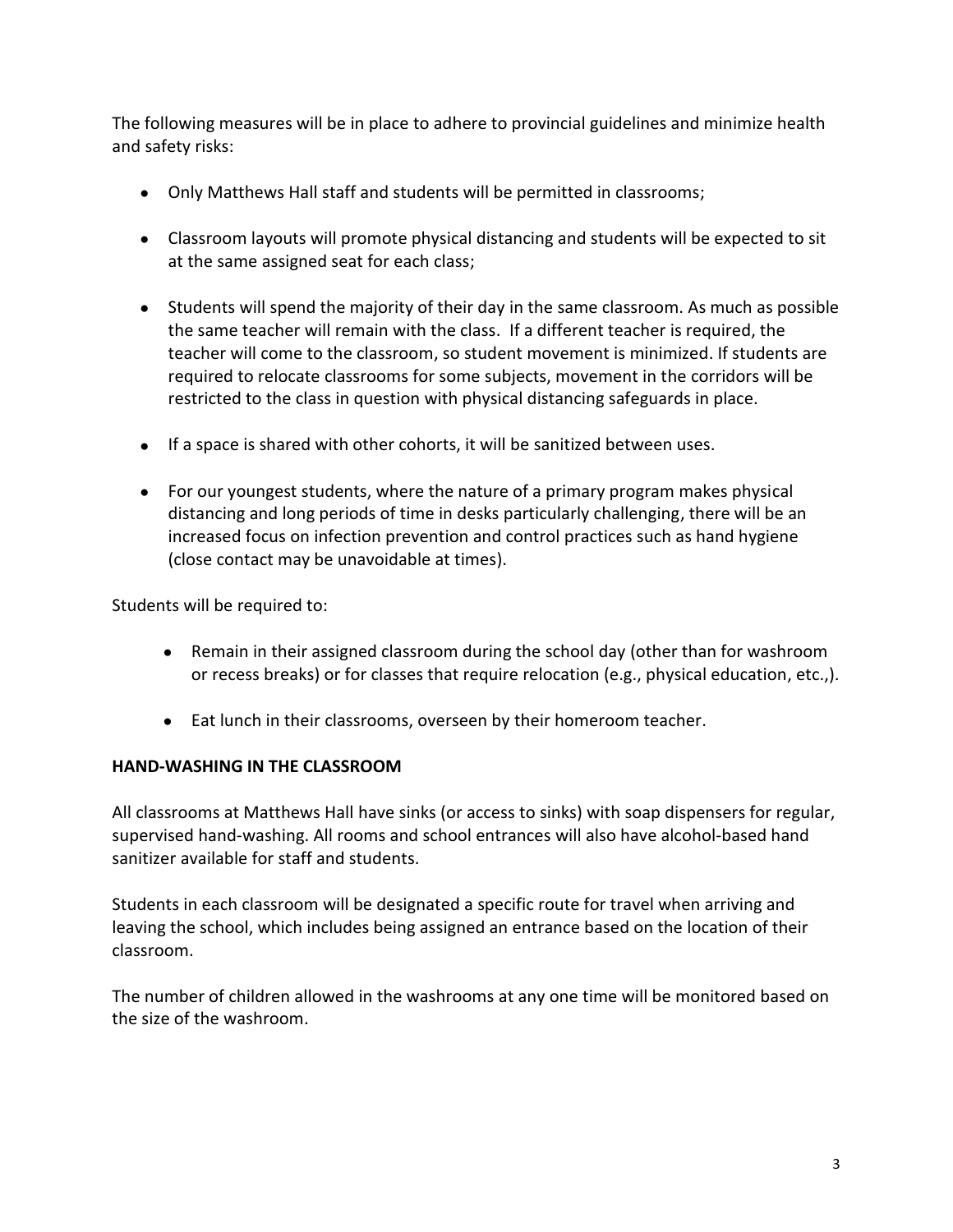The following measures will be in place to adhere to provincial guidelines and minimize health and safety risks:

- Only Matthews Hall staff and students will be permitted in classrooms;
- Classroom layouts will promote physical distancing and students will be expected to sit at the same assigned seat for each class;
- Students will spend the majority of their day in the same classroom. As much as possible the same teacher will remain with the class. If a different teacher is required, the teacher will come to the classroom, so student movement is minimized. If students are required to relocate classrooms for some subjects, movement in the corridors will be restricted to the class in question with physical distancing safeguards in place.
- If a space is shared with other cohorts, it will be sanitized between uses.
- For our youngest students, where the nature of a primary program makes physical distancing and long periods of time in desks particularly challenging, there will be an increased focus on infection prevention and control practices such as hand hygiene (close contact may be unavoidable at times).

Students will be required to:

- Remain in their assigned classroom during the school day (other than for washroom or recess breaks) or for classes that require relocation (e.g., physical education, etc.,).
- Eat lunch in their classrooms, overseen by their homeroom teacher.

**HAND-WASHING IN THE CLASSROOM**

All classrooms at Matthews Hall have sinks (or access to sinks) with soap dispensers for regular, supervised hand-washing. All rooms and school entrances will also have alcohol-based hand sanitizer available for staff and students.

Students in each classroom will be designated a specific route for travel when arriving and leaving the school, which includes being assigned an entrance based on the location of their classroom.

The number of children allowed in the washrooms at any one time will be monitored based on the size of the washroom.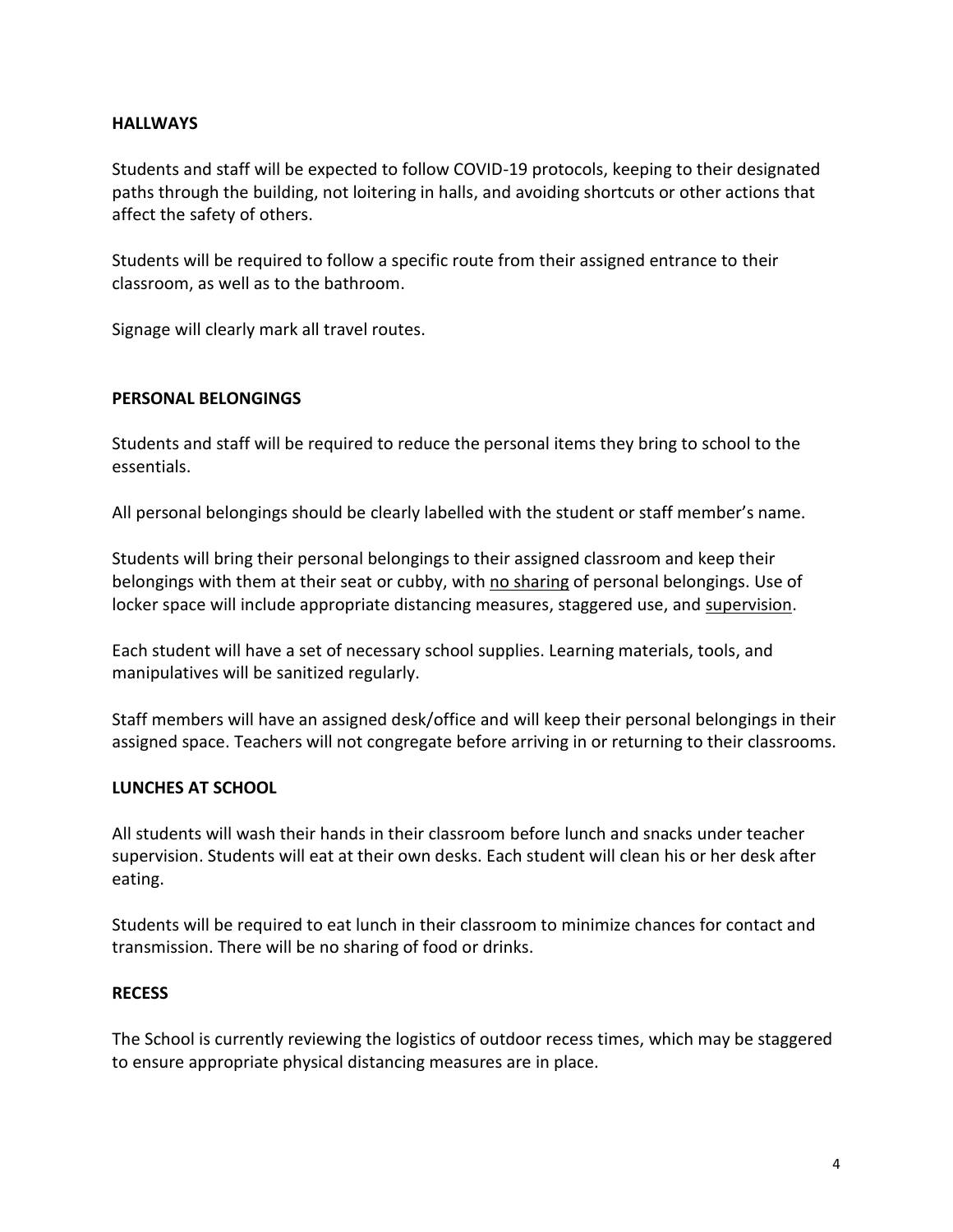## HALLWAYS

Students and staff will be expected to follow COVID-19 protocols, keeping to their designated paths through the building, not loitering in halls, and avoiding shortcuts or other actions that affect the safety of others.

Students will be required to follow a specific route from their assigned entrance to their classroom, as well as to the bathroom.

Signage will clearly mark all travel routes.

## PERSONAL BELONGINGS

Students and staff will be required to reduce the personal items they bring to school to the essentials.

All personal belongings should be clearly labelled with the student or staff member's name.

Students will bring their personal belongings to their assigned classroom and keep their belongings with them at their seat or cubby, with <u>no sharing</u> of personal belongings. Use of locker space will include appropriate distancing measures, staggered use, and <u>supervision</u>.

Each student will have a set of necessary school supplies. Learning materials, tools, and manipulatives will be sanitized regularly.

Staff members will have an assigned desk/office and will keep their personal belongings in their assigned space. Teachers will not congregate before arriving in or returning to their classrooms.

## LUNCHES AT SCHOOL

All students will wash their hands in their classroom before lunch and snacks under teacher supervision. Students will eat at their own desks. Each student will clean his or her desk after eating.

Students will be required to eat lunch in their classroom to minimize chances for contact and transmission. There will be no sharing of food or drinks.

## RECESS

The School is currently reviewing the logistics of outdoor recess times, which may be staggered to ensure appropriate physical distancing measures are in place.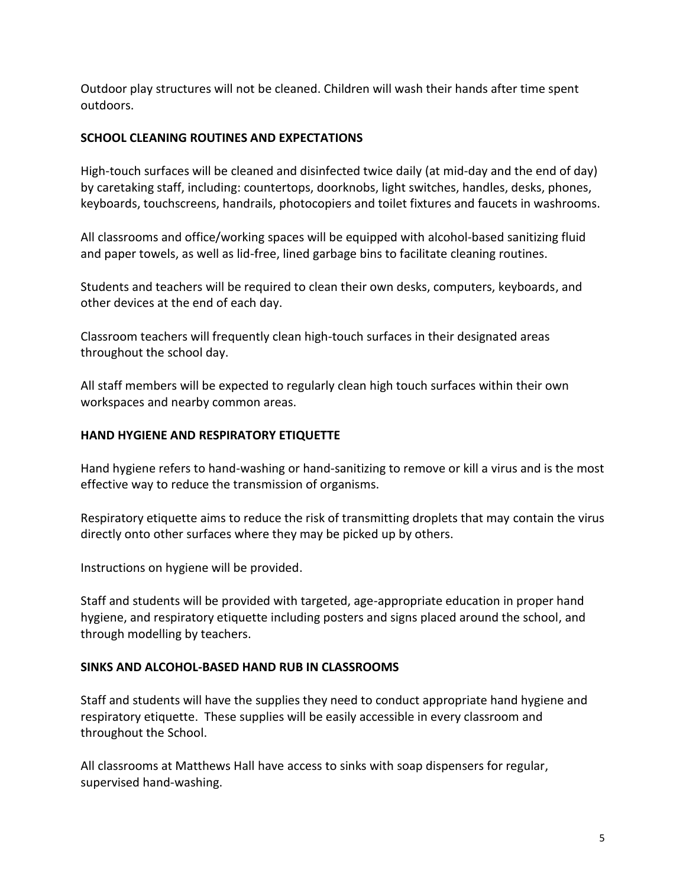Outdoor play structures will not be cleaned. Children will wash their hands after time spent outdoors.

**SCHOOL CLEANING ROUTINES AND EXPECTATIONS**

High-touch surfaces will be cleaned and disinfected twice daily (at mid-day and the end of day) by caretaking staff, including: countertops, doorknobs, light switches, handles, desks, phones, keyboards, touchscreens, handrails, photocopiers and toilet fixtures and faucets in washrooms.

All classrooms and office/working spaces will be equipped with alcohol-based sanitizing fluid and paper towels, as well as lid-free, lined garbage bins to facilitate cleaning routines.

Students and teachers will be required to clean their own desks, computers, keyboards, and other devices at the end of each day.

Classroom teachers will frequently clean high-touch surfaces in their designated areas throughout the school day.

All staff members will be expected to regularly clean high touch surfaces within their own workspaces and nearby common areas.

**HAND HYGIENE AND RESPIRATORY ETIQUETTE**

Hand hygiene refers to hand-washing or hand-sanitizing to remove or kill a virus and is the most effective way to reduce the transmission of organisms.

Respiratory etiquette aims to reduce the risk of transmitting droplets that may contain the virus directly onto other surfaces where they may be picked up by others.

Instructions on hygiene will be provided.

Staff and students will be provided with targeted, age-appropriate education in proper hand hygiene, and respiratory etiquette including posters and signs placed around the school, and through modelling by teachers.

**SINKS AND ALCOHOL-BASED HAND RUB IN CLASSROOMS**

Staff and students will have the supplies they need to conduct appropriate hand hygiene and respiratory etiquette. These supplies will be easily accessible in every classroom and throughout the School.

All classrooms at Matthews Hall have access to sinks with soap dispensers for regular, supervised hand-washing.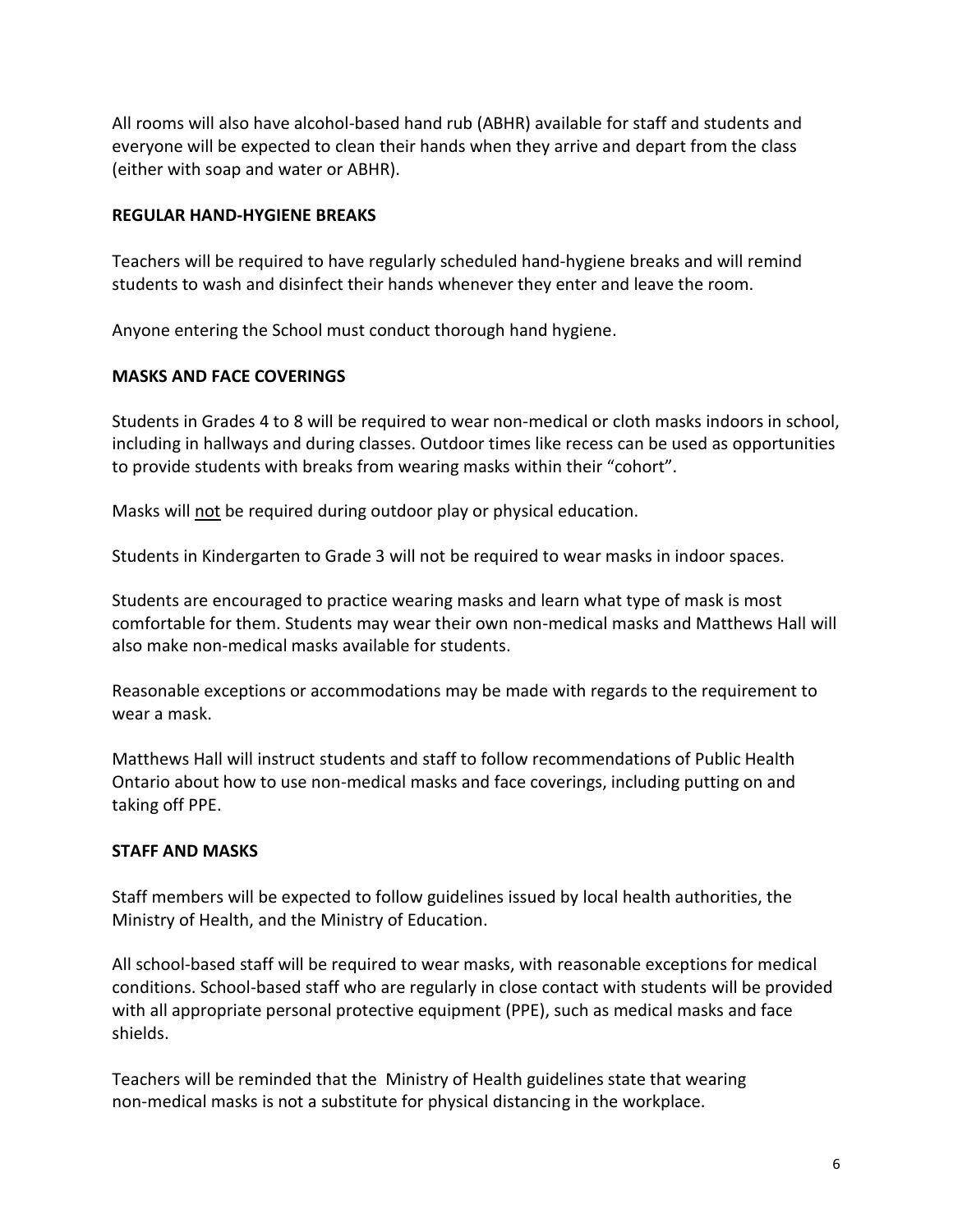All rooms will also have alcohol-based hand rub (ABHR) available for staff and students and everyone will be expected to clean their hands when they arrive and depart from the class (either with soap and water or ABHR).

**REGULAR HAND-HYGIENE BREAKS**

Teachers will be required to have regularly scheduled hand-hygiene breaks and will remind students to wash and disinfect their hands whenever they enter and leave the room.

Anyone entering the School must conduct thorough hand hygiene.

**MASKS AND FACE COVERINGS**

Students in Grades 4 to 8 will be required to wear non-medical or cloth masks indoors in school, including in hallways and during classes. Outdoor times like recess can be used as opportunities to provide students with breaks from wearing masks within their "cohort".

Masks will <u>not</u> be required during outdoor play or physical education.

Students in Kindergarten to Grade 3 will not be required to wear masks in indoor spaces.

Students are encouraged to practice wearing masks and learn what type of mask is most comfortable for them. Students may wear their own non-medical masks and Matthews Hall will also make non-medical masks available for students.

Reasonable exceptions or accommodations may be made with regards to the requirement to wear a mask.

Matthews Hall will instruct students and staff to follow recommendations of Public Health Ontario about how to use non-medical masks and face coverings, including putting on and taking off PPE.

**STAFF AND MASKS**

Staff members will be expected to follow guidelines issued by local health authorities, the Ministry of Health, and the Ministry of Education.

All school-based staff will be required to wear masks, with reasonable exceptions for medical conditions. School-based staff who are regularly in close contact with students will be provided with all appropriate personal protective equipment (PPE), such as medical masks and face shields.

Teachers will be reminded that the Ministry of Health guidelines state that wearing non-medical masks is not a substitute for physical distancing in the workplace.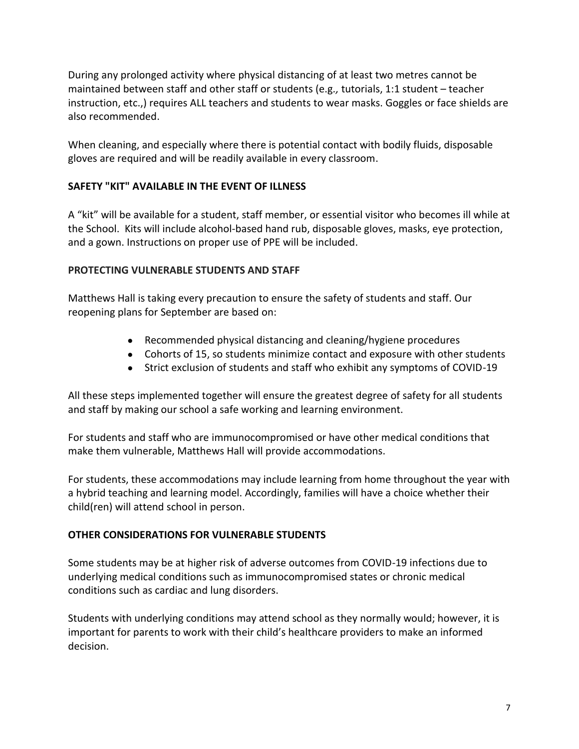During any prolonged activity where physical distancing of at least two metres cannot be maintained between staff and other staff or students (e.g*.,* tutorials, 1:1 student – teacher instruction, etc.,) requires ALL teachers and students to wear masks. Goggles or face shields are also recommended.

When cleaning, and especially where there is potential contact with bodily fluids, disposable gloves are required and will be readily available in every classroom.

**SAFETY "KIT" AVAILABLE IN THE EVENT OF ILLNESS**

A "kit" will be available for a student, staff member, or essential visitor who becomes ill while at the School. Kits will include alcohol-based hand rub, disposable gloves, masks, eye protection, and a gown. Instructions on proper use of PPE will be included.

**PROTECTING VULNERABLE STUDENTS AND STAFF**

Matthews Hall is taking every precaution to ensure the safety of students and staff. Our reopening plans for September are based on:

- Recommended physical distancing and cleaning/hygiene procedures
- Cohorts of 15, so students minimize contact and exposure with other students
- Strict exclusion of students and staff who exhibit any symptoms of COVID-19

All these steps implemented together will ensure the greatest degree of safety for all students and staff by making our school a safe working and learning environment.

For students and staff who are immunocompromised or have other medical conditions that make them vulnerable, Matthews Hall will provide accommodations.

For students, these accommodations may include learning from home throughout the year with a hybrid teaching and learning model. Accordingly, families will have a choice whether their child(ren) will attend school in person.

**OTHER CONSIDERATIONS FOR VULNERABLE STUDENTS**

Some students may be at higher risk of adverse outcomes from COVID-19 infections due to underlying medical conditions such as immunocompromised states or chronic medical conditions such as cardiac and lung disorders.

Students with underlying conditions may attend school as they normally would; however, it is important for parents to work with their child's healthcare providers to make an informed decision.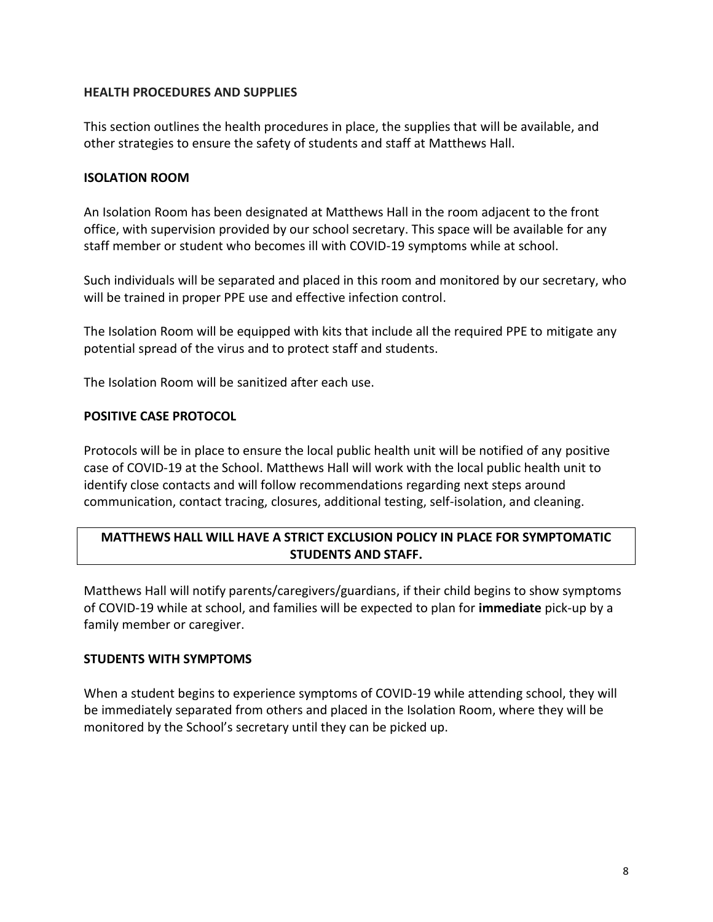## HEALTH PROCEDURES AND SUPPLIES

This section outlines the health procedures in place, the supplies that will be available, and other strategies to ensure the safety of students and staff at Matthews Hall.

## ISOLATION ROOM

An Isolation Room has been designated at Matthews Hall in the room adjacent to the front office, with supervision provided by our school secretary. This space will be available for any staff member or student who becomes ill with COVID-19 symptoms while at school.

Such individuals will be separated and placed in this room and monitored by our secretary, who will be trained in proper PPE use and effective infection control.

The Isolation Room will be equipped with kits that include all the required PPE to mitigate any potential spread of the virus and to protect staff and students.

The Isolation Room will be sanitized after each use.

## POSITIVE CASE PROTOCOL

Protocols will be in place to ensure the local public health unit will be notified of any positive case of COVID-19 at the School. Matthews Hall will work with the local public health unit to identify close contacts and will follow recommendations regarding next steps around communication, contact tracing, closures, additional testing, self-isolation, and cleaning.

**MATTHEWS HALL WILL HAVE A STRICT EXCLUSION POLICY IN PLACE FOR SYMPTOMATIC STUDENTS AND STAFF.**

Matthews Hall will notify parents/caregivers/guardians, if their child begins to show symptoms of COVID-19 while at school, and families will be expected to plan for **immediate** pick-up by a family member or caregiver.

## STUDENTS WITH SYMPTOMS

When a student begins to experience symptoms of COVID-19 while attending school, they will be immediately separated from others and placed in the Isolation Room, where they will be monitored by the School's secretary until they can be picked up.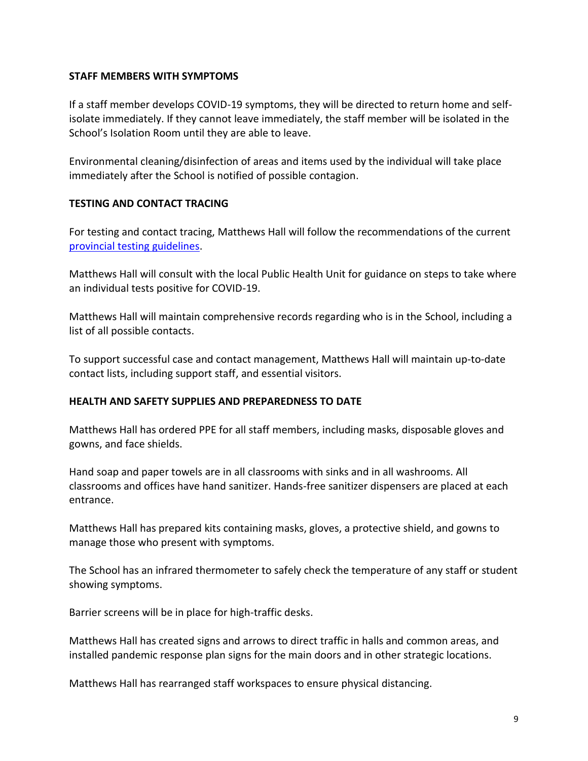## STAFF MEMBERS WITH SYMPTOMS

If a staff member develops COVID-19 symptoms, they will be directed to return home and self-isolate immediately. If they cannot leave immediately, the staff member will be isolated in the School's Isolation Room until they are able to leave.

Environmental cleaning/disinfection of areas and items used by the individual will take place immediately after the School is notified of possible contagion.

## TESTING AND CONTACT TRACING

For testing and contact tracing, Matthews Hall will follow the recommendations of the current provincial testing guidelines.

Matthews Hall will consult with the local Public Health Unit for guidance on steps to take where an individual tests positive for COVID-19.

Matthews Hall will maintain comprehensive records regarding who is in the School, including a list of all possible contacts.

To support successful case and contact management, Matthews Hall will maintain up-to-date contact lists, including support staff, and essential visitors.

## HEALTH AND SAFETY SUPPLIES AND PREPAREDNESS TO DATE

Matthews Hall has ordered PPE for all staff members, including masks, disposable gloves and gowns, and face shields.

Hand soap and paper towels are in all classrooms with sinks and in all washrooms. All classrooms and offices have hand sanitizer. Hands-free sanitizer dispensers are placed at each entrance.

Matthews Hall has prepared kits containing masks, gloves, a protective shield, and gowns to manage those who present with symptoms.

The School has an infrared thermometer to safely check the temperature of any staff or student showing symptoms.

Barrier screens will be in place for high-traffic desks.

Matthews Hall has created signs and arrows to direct traffic in halls and common areas, and installed pandemic response plan signs for the main doors and in other strategic locations.

Matthews Hall has rearranged staff workspaces to ensure physical distancing.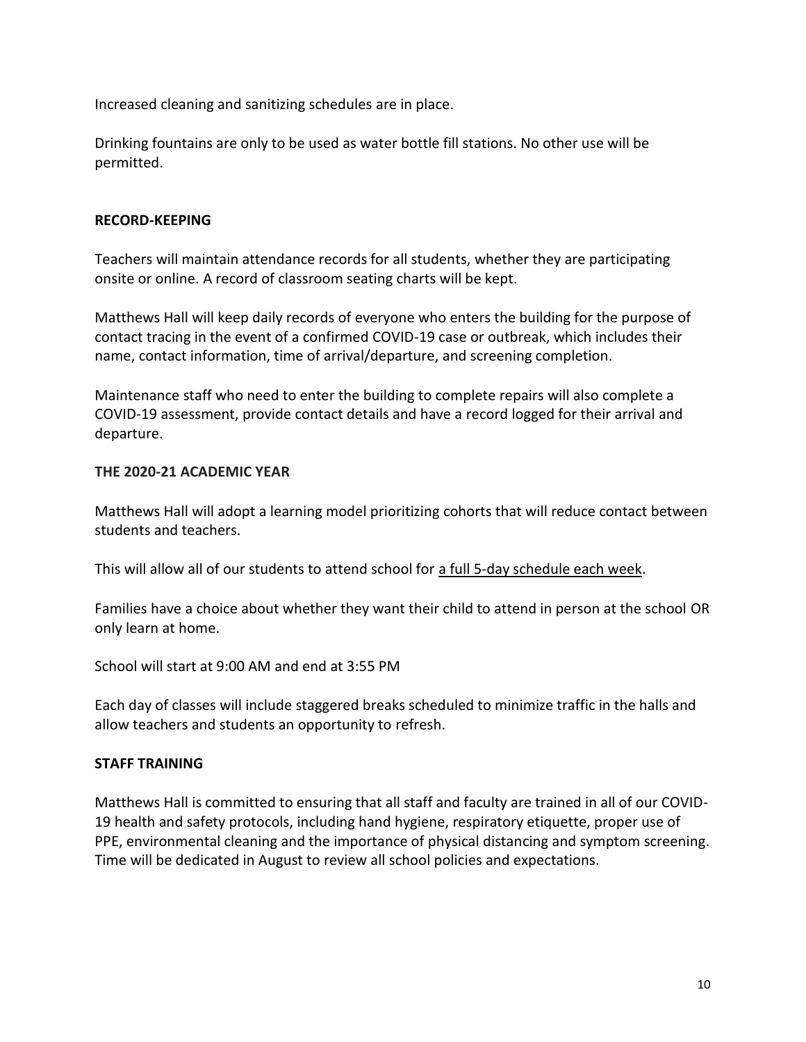Increased cleaning and sanitizing schedules are in place.

Drinking fountains are only to be used as water bottle fill stations. No other use will be permitted.

## RECORD-KEEPING

Teachers will maintain attendance records for all students, whether they are participating onsite or online. A record of classroom seating charts will be kept.

Matthews Hall will keep daily records of everyone who enters the building for the purpose of contact tracing in the event of a confirmed COVID-19 case or outbreak, which includes their name, contact information, time of arrival/departure, and screening completion.

Maintenance staff who need to enter the building to complete repairs will also complete a COVID-19 assessment, provide contact details and have a record logged for their arrival and departure.

## THE 2020-21 ACADEMIC YEAR

Matthews Hall will adopt a learning model prioritizing cohorts that will reduce contact between students and teachers.

This will allow all of our students to attend school for <u>a full 5-day schedule each week</u>.

Families have a choice about whether they want their child to attend in person at the school OR only learn at home.

School will start at 9:00 AM and end at 3:55 PM

Each day of classes will include staggered breaks scheduled to minimize traffic in the halls and allow teachers and students an opportunity to refresh.

## STAFF TRAINING

Matthews Hall is committed to ensuring that all staff and faculty are trained in all of our COVID-19 health and safety protocols, including hand hygiene, respiratory etiquette, proper use of PPE, environmental cleaning and the importance of physical distancing and symptom screening. Time will be dedicated in August to review all school policies and expectations.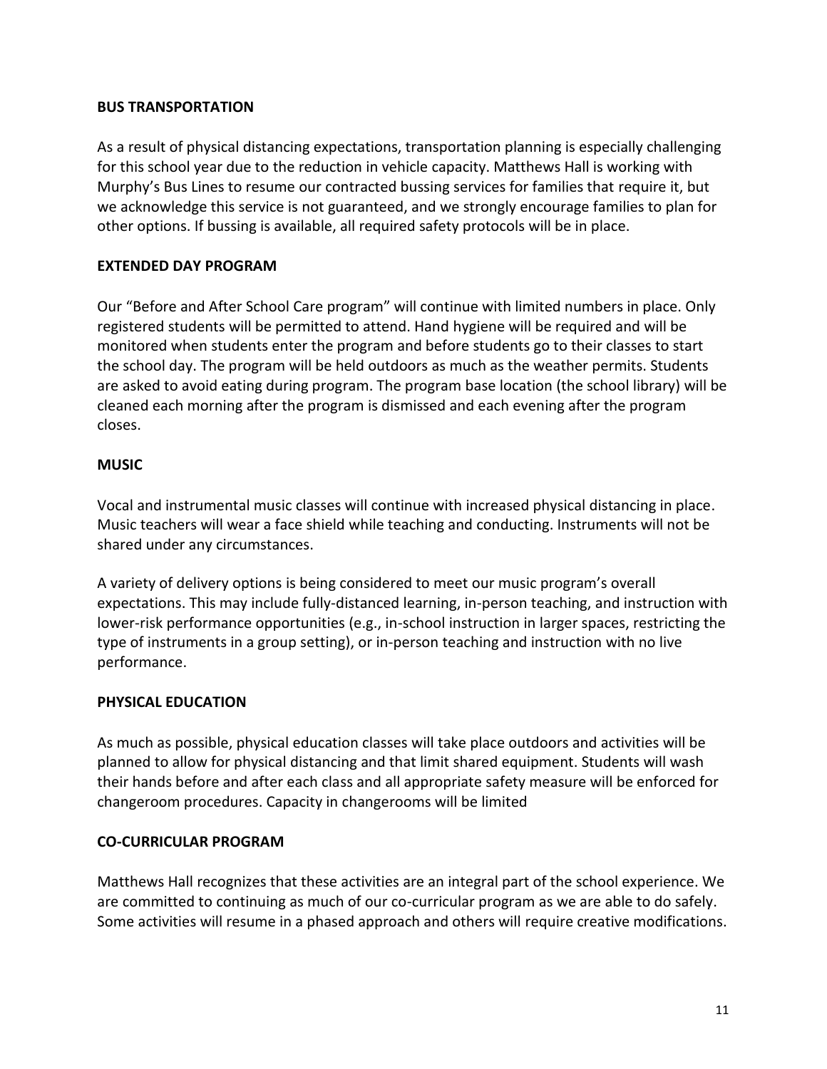## BUS TRANSPORTATION

As a result of physical distancing expectations, transportation planning is especially challenging for this school year due to the reduction in vehicle capacity. Matthews Hall is working with Murphy's Bus Lines to resume our contracted bussing services for families that require it, but we acknowledge this service is not guaranteed, and we strongly encourage families to plan for other options. If bussing is available, all required safety protocols will be in place.

## EXTENDED DAY PROGRAM

Our "Before and After School Care program" will continue with limited numbers in place. Only registered students will be permitted to attend. Hand hygiene will be required and will be monitored when students enter the program and before students go to their classes to start the school day. The program will be held outdoors as much as the weather permits. Students are asked to avoid eating during program. The program base location (the school library) will be cleaned each morning after the program is dismissed and each evening after the program closes.

## MUSIC

Vocal and instrumental music classes will continue with increased physical distancing in place. Music teachers will wear a face shield while teaching and conducting. Instruments will not be shared under any circumstances.

A variety of delivery options is being considered to meet our music program's overall expectations. This may include fully-distanced learning, in-person teaching, and instruction with lower-risk performance opportunities (e.g., in-school instruction in larger spaces, restricting the type of instruments in a group setting), or in-person teaching and instruction with no live performance.

## PHYSICAL EDUCATION

As much as possible, physical education classes will take place outdoors and activities will be planned to allow for physical distancing and that limit shared equipment. Students will wash their hands before and after each class and all appropriate safety measure will be enforced for changeroom procedures. Capacity in changerooms will be limited

## CO-CURRICULAR PROGRAM

Matthews Hall recognizes that these activities are an integral part of the school experience. We are committed to continuing as much of our co-curricular program as we are able to do safely. Some activities will resume in a phased approach and others will require creative modifications.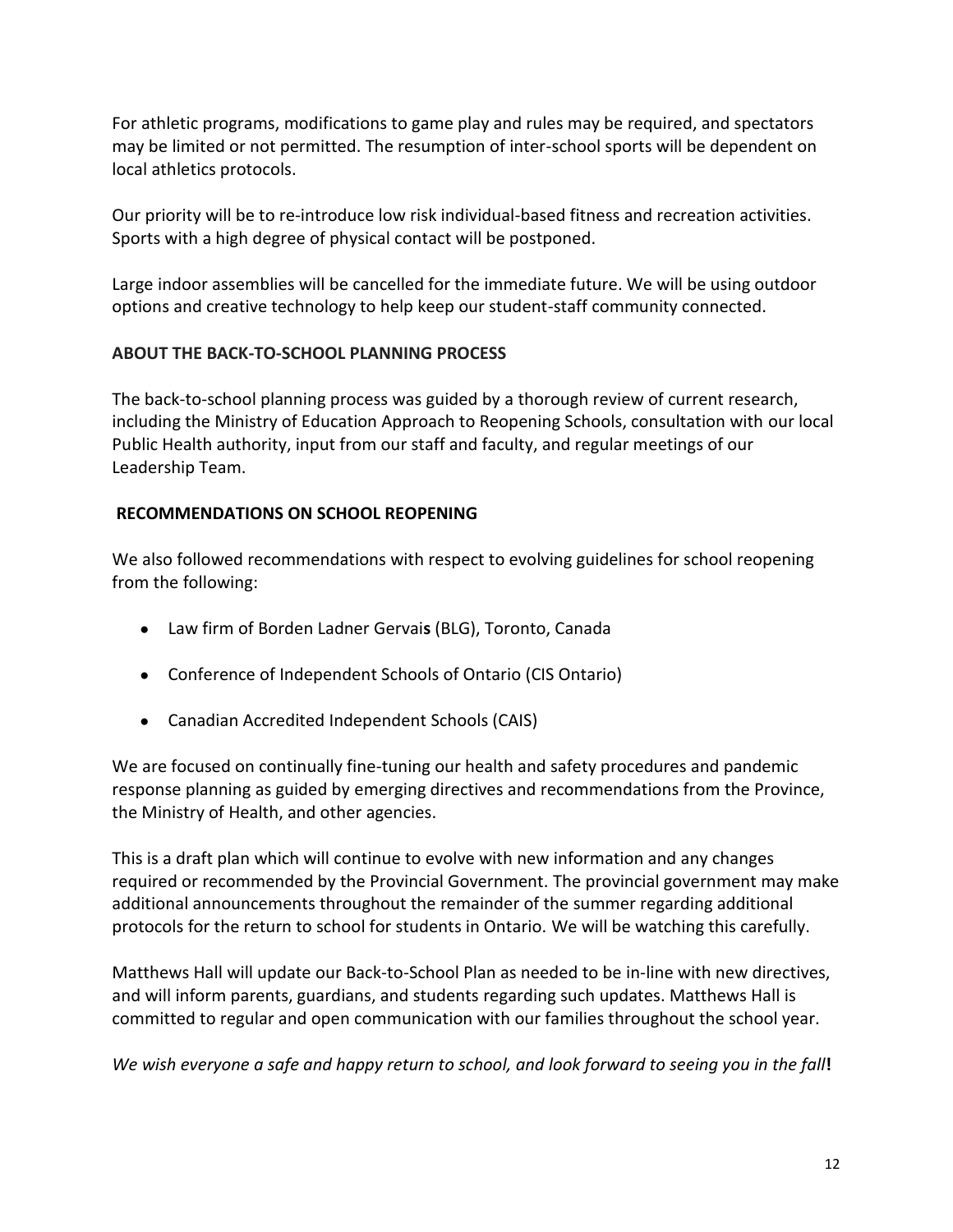For athletic programs, modifications to game play and rules may be required, and spectators may be limited or not permitted. The resumption of inter-school sports will be dependent on local athletics protocols.

Our priority will be to re-introduce low risk individual-based fitness and recreation activities. Sports with a high degree of physical contact will be postponed.

Large indoor assemblies will be cancelled for the immediate future. We will be using outdoor options and creative technology to help keep our student-staff community connected.

**ABOUT THE BACK-TO-SCHOOL PLANNING PROCESS**

The back-to-school planning process was guided by a thorough review of current research, including the Ministry of Education Approach to Reopening Schools, consultation with our local Public Health authority, input from our staff and faculty, and regular meetings of our Leadership Team.

**RECOMMENDATIONS ON SCHOOL REOPENING**

We also followed recommendations with respect to evolving guidelines for school reopening from the following:

- Law firm of Borden Ladner Gervais (BLG), Toronto, Canada
- Conference of Independent Schools of Ontario (CIS Ontario)
- Canadian Accredited Independent Schools (CAIS)

We are focused on continually fine-tuning our health and safety procedures and pandemic response planning as guided by emerging directives and recommendations from the Province, the Ministry of Health, and other agencies.

This is a draft plan which will continue to evolve with new information and any changes required or recommended by the Provincial Government. The provincial government may make additional announcements throughout the remainder of the summer regarding additional protocols for the return to school for students in Ontario. We will be watching this carefully.

Matthews Hall will update our Back-to-School Plan as needed to be in-line with new directives, and will inform parents, guardians, and students regarding such updates. Matthews Hall is committed to regular and open communication with our families throughout the school year.

*We wish everyone a safe and happy return to school, and look forward to seeing you in the fall***!**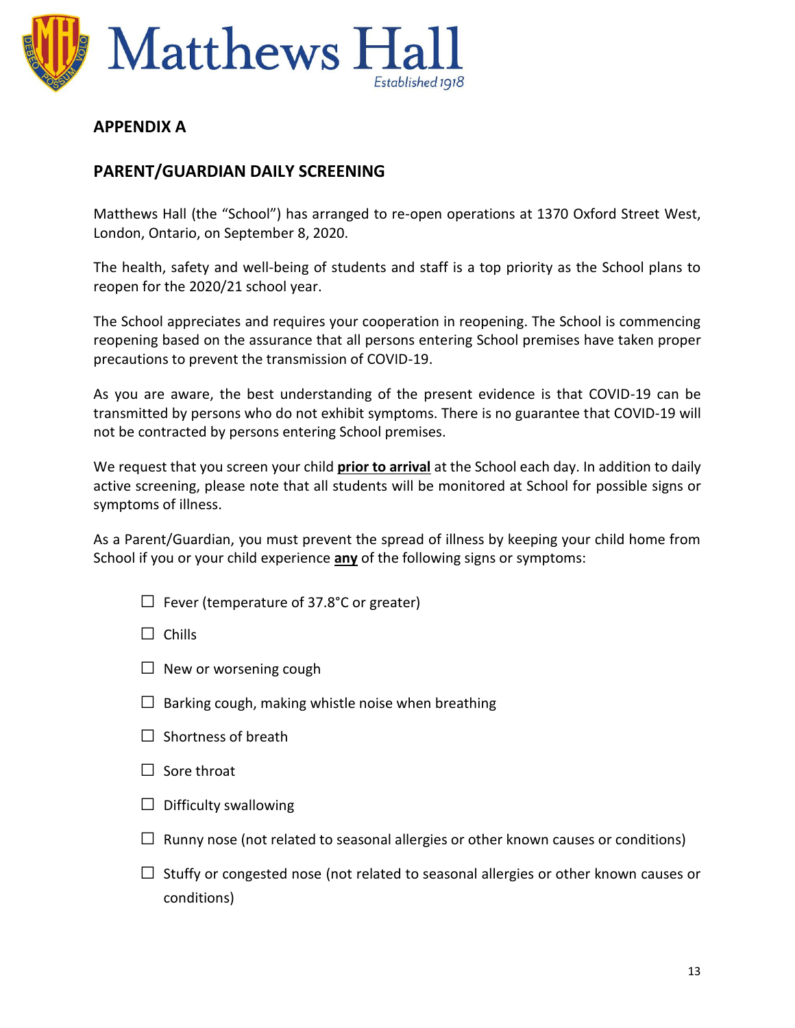Matthews Hall

Established 1918

## APPENDIX A

## PARENT/GUARDIAN DAILY SCREENING

Matthews Hall (the "School") has arranged to re-open operations at 1370 Oxford Street West, London, Ontario, on September 8, 2020.

The health, safety and well-being of students and staff is a top priority as the School plans to reopen for the 2020/21 school year.

The School appreciates and requires your cooperation in reopening. The School is commencing reopening based on the assurance that all persons entering School premises have taken proper precautions to prevent the transmission of COVID-19.

As you are aware, the best understanding of the present evidence is that COVID-19 can be transmitted by persons who do not exhibit symptoms. There is no guarantee that COVID-19 will not be contracted by persons entering School premises.

We request that you screen your child **prior to arrival** at the School each day. In addition to daily active screening, please note that all students will be monitored at School for possible signs or symptoms of illness.

As a Parent/Guardian, you must prevent the spread of illness by keeping your child home from School if you or your child experience **any** of the following signs or symptoms:

- ☐ Fever (temperature of 37.8°C or greater)
- ☐ Chills
- ☐ New or worsening cough
- ☐ Barking cough, making whistle noise when breathing
- ☐ Shortness of breath
- ☐ Sore throat
- ☐ Difficulty swallowing
- ☐ Runny nose (not related to seasonal allergies or other known causes or conditions)
- ☐ Stuffy or congested nose (not related to seasonal allergies or other known causes or conditions)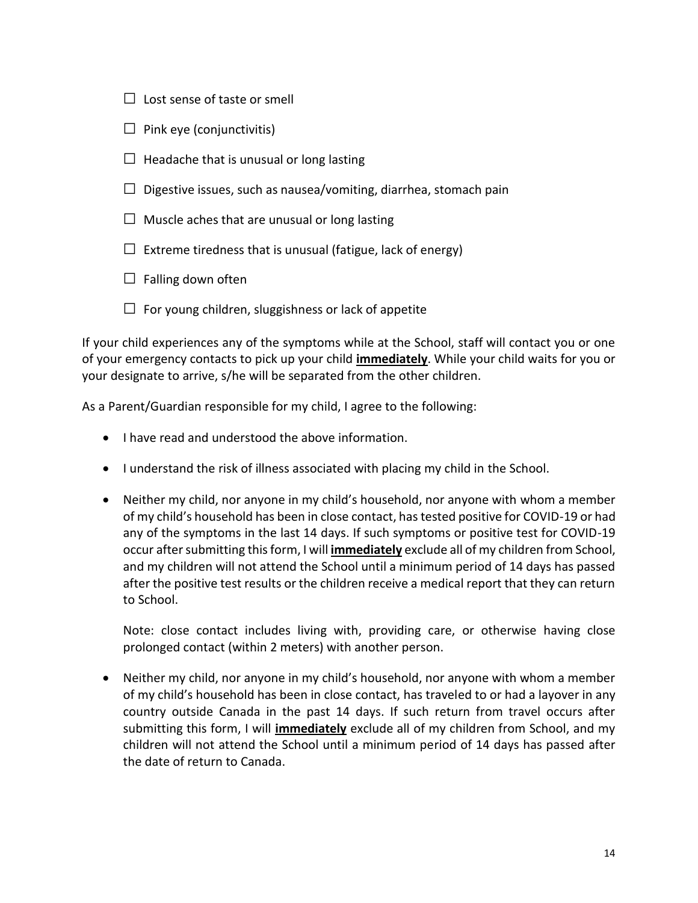☐ Lost sense of taste or smell

☐ Pink eye (conjunctivitis)

☐ Headache that is unusual or long lasting

☐ Digestive issues, such as nausea/vomiting, diarrhea, stomach pain

☐ Muscle aches that are unusual or long lasting

☐ Extreme tiredness that is unusual (fatigue, lack of energy)

☐ Falling down often

☐ For young children, sluggishness or lack of appetite

If your child experiences any of the symptoms while at the School, staff will contact you or one of your emergency contacts to pick up your child **immediately**. While your child waits for you or your designate to arrive, s/he will be separated from the other children.

As a Parent/Guardian responsible for my child, I agree to the following:

- I have read and understood the above information.
- I understand the risk of illness associated with placing my child in the School.
- Neither my child, nor anyone in my child's household, nor anyone with whom a member of my child's household has been in close contact, has tested positive for COVID-19 or had any of the symptoms in the last 14 days. If such symptoms or positive test for COVID-19 occur after submitting this form, I will **immediately** exclude all of my children from School, and my children will not attend the School until a minimum period of 14 days has passed after the positive test results or the children receive a medical report that they can return to School.

  Note: close contact includes living with, providing care, or otherwise having close prolonged contact (within 2 meters) with another person.

- Neither my child, nor anyone in my child's household, nor anyone with whom a member of my child's household has been in close contact, has traveled to or had a layover in any country outside Canada in the past 14 days. If such return from travel occurs after submitting this form, I will **immediately** exclude all of my children from School, and my children will not attend the School until a minimum period of 14 days has passed after the date of return to Canada.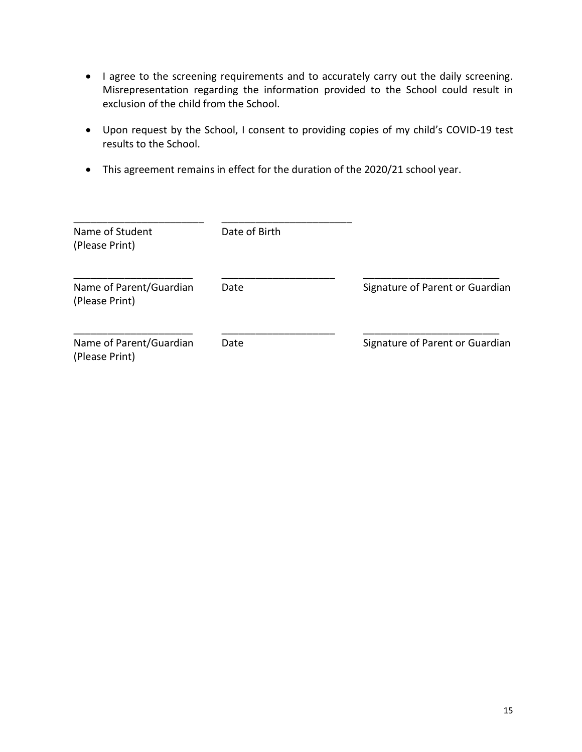- I agree to the screening requirements and to accurately carry out the daily screening. Misrepresentation regarding the information provided to the School could result in exclusion of the child from the School.

- Upon request by the School, I consent to providing copies of my child's COVID-19 test results to the School.

- This agreement remains in effect for the duration of the 2020/21 school year.

| | | |
|---|---|---|
| _______________________ | _______________________ | |
| Name of Student (Please Print) | Date of Birth | |
| _____________________ | ____________________ | ________________________ |
| Name of Parent/Guardian (Please Print) | Date | Signature of Parent or Guardian |
| _____________________ | ____________________ | ________________________ |
| Name of Parent/Guardian (Please Print) | Date | Signature of Parent or Guardian |